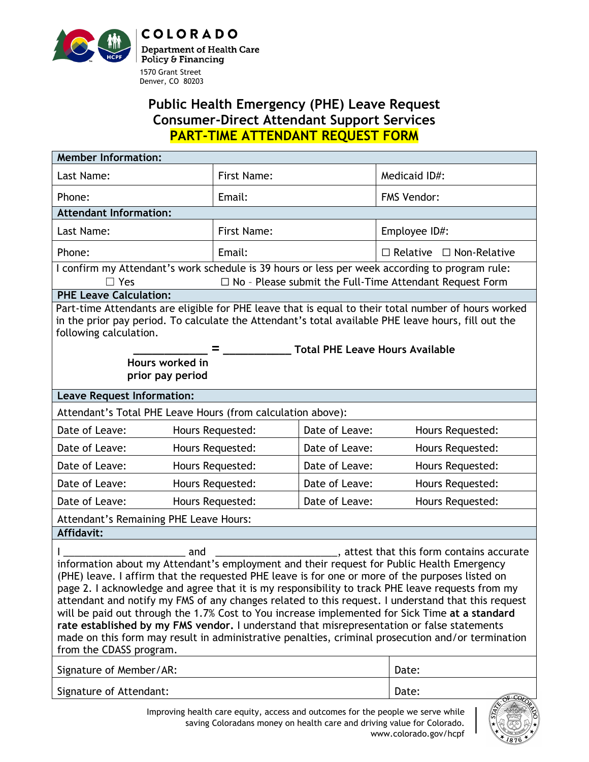COLORADO
Department of Health Care Policy & Financing
1570 Grant Street
Denver, CO 80203

# Public Health Emergency (PHE) Leave Request
## Consumer-Direct Attendant Support Services
## PART-TIME ATTENDANT REQUEST FORM

| **Member Information:** | | |
|---|---|---|
| Last Name: | First Name: | Medicaid ID#: |
| Phone: | Email: | FMS Vendor: |
| **Attendant Information:** | | |
| Last Name: | First Name: | Employee ID#: |
| Phone: | Email: | ☐ Relative ☐ Non-Relative |

I confirm my Attendant's work schedule is 39 hours or less per week according to program rule:
☐ Yes ☐ No – Please submit the Full-Time Attendant Request Form

**PHE Leave Calculation:**

Part-time Attendants are eligible for PHE leave that is equal to their total number of hours worked in the prior pay period. To calculate the Attendant's total available PHE leave hours, fill out the following calculation.

**____________ = ___________ Total PHE Leave Hours Available**
**Hours worked in prior pay period**

**Leave Request Information:**

Attendant's Total PHE Leave Hours (from calculation above):

| Date of Leave: | Hours Requested: | Date of Leave: | Hours Requested: |
|---|---|---|---|
| Date of Leave: | Hours Requested: | Date of Leave: | Hours Requested: |
| Date of Leave: | Hours Requested: | Date of Leave: | Hours Requested: |
| Date of Leave: | Hours Requested: | Date of Leave: | Hours Requested: |
| Date of Leave: | Hours Requested: | Date of Leave: | Hours Requested: |

Attendant's Remaining PHE Leave Hours:

**Affidavit:**

I ______________________ and ______________________, attest that this form contains accurate information about my Attendant's employment and their request for Public Health Emergency (PHE) leave. I affirm that the requested PHE leave is for one or more of the purposes listed on page 2. I acknowledge and agree that it is my responsibility to track PHE leave requests from my attendant and notify my FMS of any changes related to this request. I understand that this request will be paid out through the 1.7% Cost to You increase implemented for Sick Time **at a standard rate established by my FMS vendor.** I understand that misrepresentation or false statements made on this form may result in administrative penalties, criminal prosecution and/or termination from the CDASS program.

| Signature of Member/AR: | Date: |
|---|---|
| Signature of Attendant: | Date: |

Improving health care equity, access and outcomes for the people we serve while saving Coloradans money on health care and driving value for Colorado.
www.colorado.gov/hcpf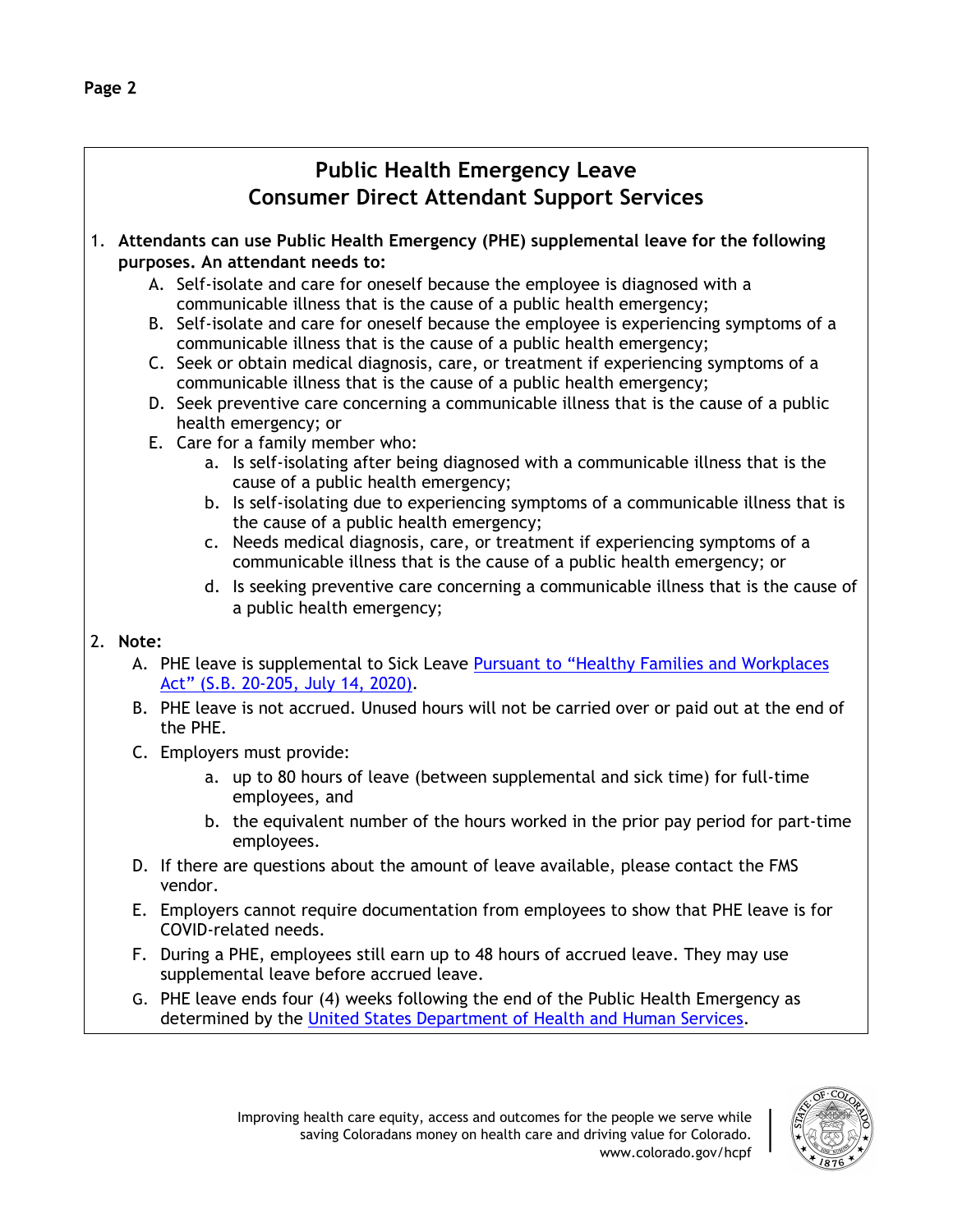## Public Health Emergency Leave
## Consumer Direct Attendant Support Services

1. **Attendants can use Public Health Emergency (PHE) supplemental leave for the following purposes. An attendant needs to:**
   A. Self-isolate and care for oneself because the employee is diagnosed with a communicable illness that is the cause of a public health emergency;
   B. Self-isolate and care for oneself because the employee is experiencing symptoms of a communicable illness that is the cause of a public health emergency;
   C. Seek or obtain medical diagnosis, care, or treatment if experiencing symptoms of a communicable illness that is the cause of a public health emergency;
   D. Seek preventive care concerning a communicable illness that is the cause of a public health emergency; or
   E. Care for a family member who:
      a. Is self-isolating after being diagnosed with a communicable illness that is the cause of a public health emergency;
      b. Is self-isolating due to experiencing symptoms of a communicable illness that is the cause of a public health emergency;
      c. Needs medical diagnosis, care, or treatment if experiencing symptoms of a communicable illness that is the cause of a public health emergency; or
      d. Is seeking preventive care concerning a communicable illness that is the cause of a public health emergency;

2. **Note:**
   A. PHE leave is supplemental to Sick Leave Pursuant to "Healthy Families and Workplaces Act" (S.B. 20-205, July 14, 2020).
   B. PHE leave is not accrued. Unused hours will not be carried over or paid out at the end of the PHE.
   C. Employers must provide:
      a. up to 80 hours of leave (between supplemental and sick time) for full-time employees, and
      b. the equivalent number of the hours worked in the prior pay period for part-time employees.
   D. If there are questions about the amount of leave available, please contact the FMS vendor.
   E. Employers cannot require documentation from employees to show that PHE leave is for COVID-related needs.
   F. During a PHE, employees still earn up to 48 hours of accrued leave. They may use supplemental leave before accrued leave.
   G. PHE leave ends four (4) weeks following the end of the Public Health Emergency as determined by the United States Department of Health and Human Services.

Improving health care equity, access and outcomes for the people we serve while saving Coloradans money on health care and driving value for Colorado.
www.colorado.gov/hcpf